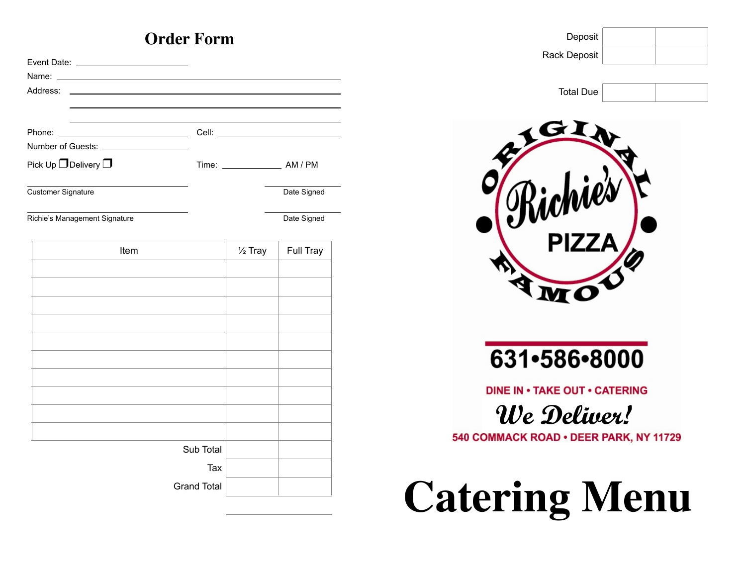# Order Form

Event Date: ____________________

Name: ____________________________________________

Address: __________________________________________

__________________________________________

__________________________________________

Phone: ____________________ Cell: ____________________

Number of Guests: ____________________

Pick Up ❒ Delivery ❒ Time: __________ AM / PM

____________________
Customer Signature

____________________
Date Signed

____________________
Richie's Management Signature

____________________
Date Signed

| Item | ½ Tray | Full Tray |
|---|---|---|
| | | |
| | | |
| | | |
| | | |
| | | |
| | | |
| | | |
| | | |
| | | |
| | | |
| Sub Total | | |
| Tax | | |
| Grand Total | | |

| Deposit | | |
|---|---|---|
| Rack Deposit | | |

| Total Due | | |
|---|---|---|

ORIGINAL Richie's PIZZA FAMOUS

631•586•8000

DINE IN • TAKE OUT • CATERING

*We Deliver!*

540 COMMACK ROAD • DEER PARK, NY 11729

# Catering Menu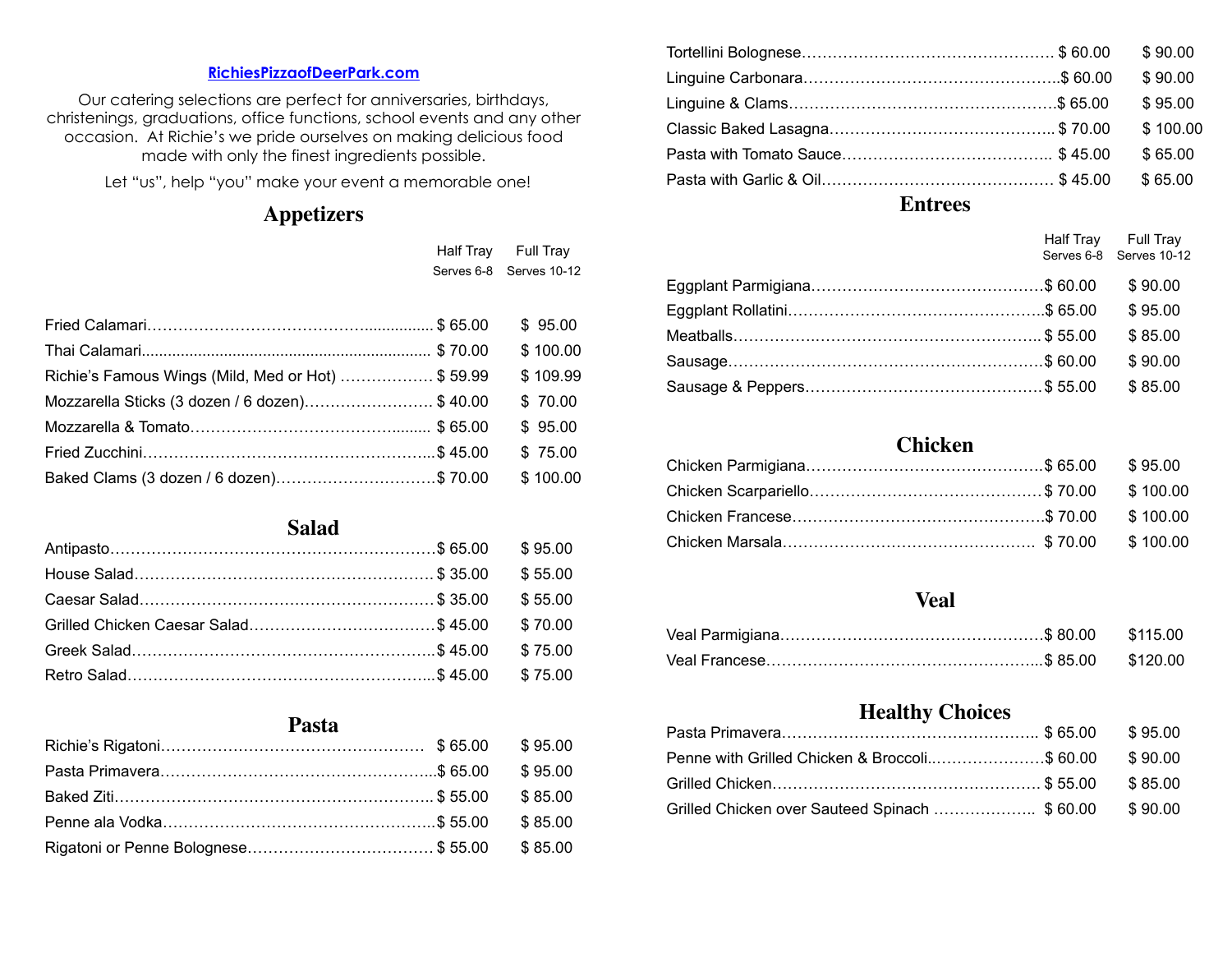[RichiesPizzaofDeerPark.com](http://RichiesPizzaofDeerPark.com)

Our catering selections are perfect for anniversaries, birthdays, christenings, graduations, office functions, school events and any other occasion. At Richie's we pride ourselves on making delicious food made with only the finest ingredients possible.

Let "us", help "you" make your event a memorable one!

## Appetizers

| | Half Tray Serves 6-8 | Full Tray Serves 10-12 |
|---|---|---|
| Fried Calamari | $ 65.00 | $ 95.00 |
| Thai Calamari | $ 70.00 | $ 100.00 |
| Richie's Famous Wings (Mild, Med or Hot) | $ 59.99 | $ 109.99 |
| Mozzarella Sticks (3 dozen / 6 dozen) | $ 40.00 | $ 70.00 |
| Mozzarella & Tomato | $ 65.00 | $ 95.00 |
| Fried Zucchini | $ 45.00 | $ 75.00 |
| Baked Clams (3 dozen / 6 dozen) | $ 70.00 | $ 100.00 |

## Salad

| | Half Tray | Full Tray |
|---|---|---|
| Antipasto | $ 65.00 | $ 95.00 |
| House Salad | $ 35.00 | $ 55.00 |
| Caesar Salad | $ 35.00 | $ 55.00 |
| Grilled Chicken Caesar Salad | $ 45.00 | $ 70.00 |
| Greek Salad | $ 45.00 | $ 75.00 |
| Retro Salad | $ 45.00 | $ 75.00 |

## Pasta

| | Half Tray | Full Tray |
|---|---|---|
| Richie's Rigatoni | $ 65.00 | $ 95.00 |
| Pasta Primavera | $ 65.00 | $ 95.00 |
| Baked Ziti | $ 55.00 | $ 85.00 |
| Penne ala Vodka | $ 55.00 | $ 85.00 |
| Rigatoni or Penne Bolognese | $ 55.00 | $ 85.00 |
| Tortellini Bolognese | $ 60.00 | $ 90.00 |
| Linguine Carbonara | $ 60.00 | $ 90.00 |
| Linguine & Clams | $ 65.00 | $ 95.00 |
| Classic Baked Lasagna | $ 70.00 | $ 100.00 |
| Pasta with Tomato Sauce | $ 45.00 | $ 65.00 |
| Pasta with Garlic & Oil | $ 45.00 | $ 65.00 |

## Entrees

| | Half Tray Serves 6-8 | Full Tray Serves 10-12 |
|---|---|---|
| Eggplant Parmigiana | $ 60.00 | $ 90.00 |
| Eggplant Rollatini | $ 65.00 | $ 95.00 |
| Meatballs | $ 55.00 | $ 85.00 |
| Sausage | $ 60.00 | $ 90.00 |
| Sausage & Peppers | $ 55.00 | $ 85.00 |

## Chicken

| | Half Tray | Full Tray |
|---|---|---|
| Chicken Parmigiana | $ 65.00 | $ 95.00 |
| Chicken Scarpariello | $ 70.00 | $ 100.00 |
| Chicken Francese | $ 70.00 | $ 100.00 |
| Chicken Marsala | $ 70.00 | $ 100.00 |

## Veal

| | Half Tray | Full Tray |
|---|---|---|
| Veal Parmigiana | $ 80.00 | $115.00 |
| Veal Francese | $ 85.00 | $120.00 |

## Healthy Choices

| | Half Tray | Full Tray |
|---|---|---|
| Pasta Primavera | $ 65.00 | $ 95.00 |
| Penne with Grilled Chicken & Broccoli | $ 60.00 | $ 90.00 |
| Grilled Chicken | $ 55.00 | $ 85.00 |
| Grilled Chicken over Sauteed Spinach | $ 60.00 | $ 90.00 |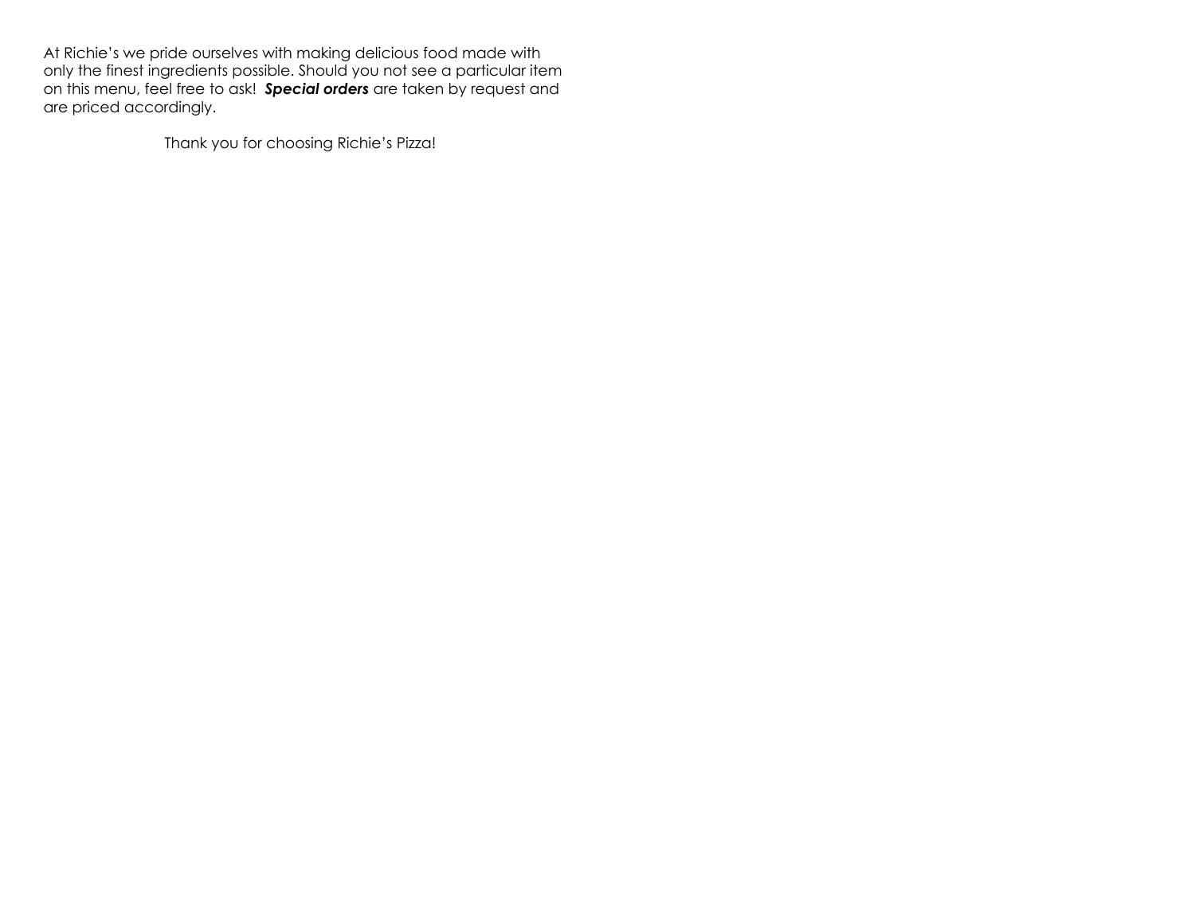At Richie's we pride ourselves with making delicious food made with only the finest ingredients possible. Should you not see a particular item on this menu, feel free to ask! ***Special orders*** are taken by request and are priced accordingly.

Thank you for choosing Richie's Pizza!